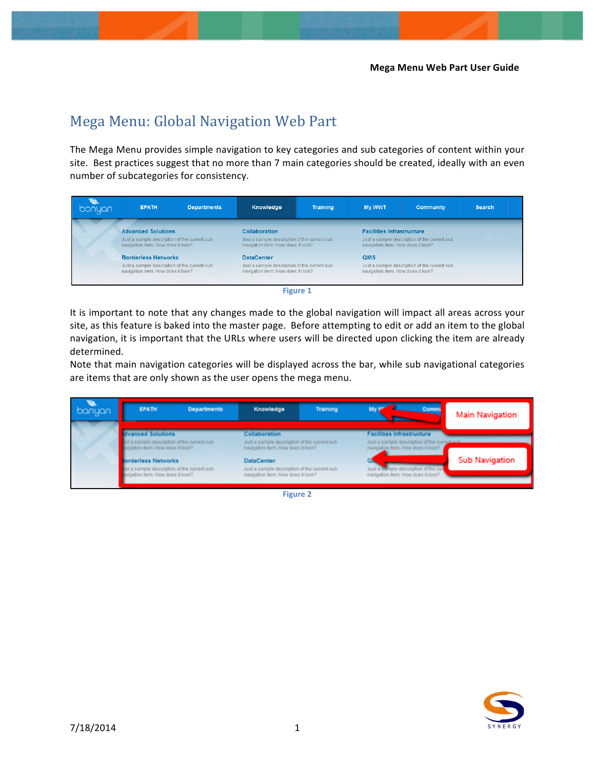# Mega Menu: Global Navigation Web Part

The Mega Menu provides simple navigation to key categories and sub categories of content within your site. Best practices suggest that no more than 7 main categories should be created, ideally with an even number of subcategories for consistency.

Figure 1

It is important to note that any changes made to the global navigation will impact all areas across your site, as this feature is baked into the master page. Before attempting to edit or add an item to the global navigation, it is important that the URLs where users will be directed upon clicking the item are already determined.

Note that main navigation categories will be displayed across the bar, while sub navigational categories are items that are only shown as the user opens the mega menu.

Figure 2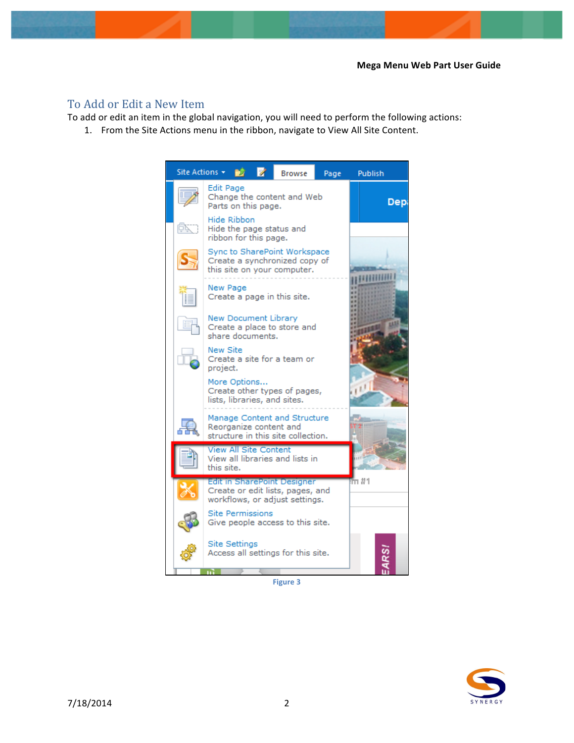## To Add or Edit a New Item

To add or edit an item in the global navigation, you will need to perform the following actions:

1. From the Site Actions menu in the ribbon, navigate to View All Site Content.

Figure 3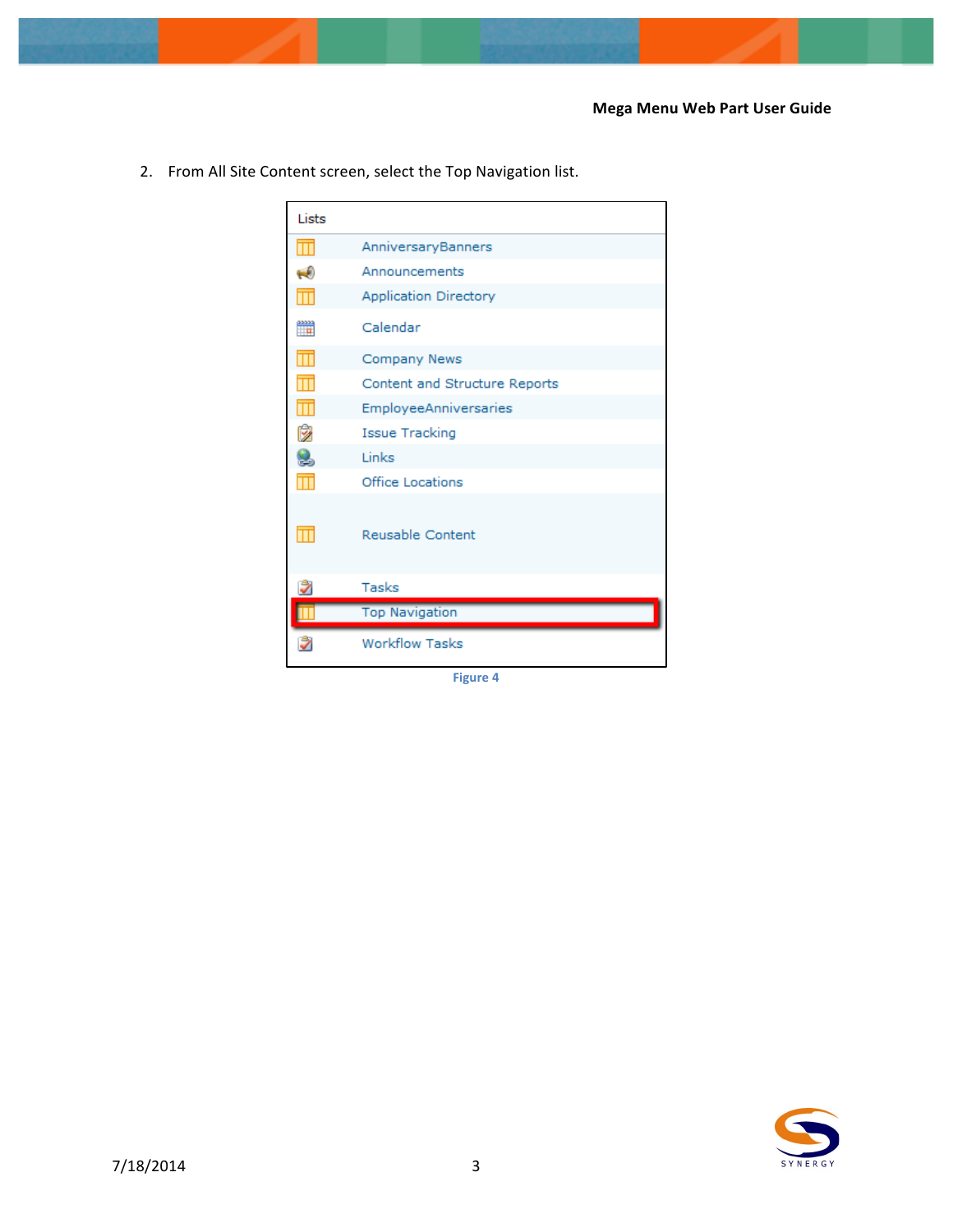2. From All Site Content screen, select the Top Navigation list.

| Lists |
| --- |
| AnniversaryBanners |
| Announcements |
| Application Directory |
| Calendar |
| Company News |
| Content and Structure Reports |
| EmployeeAnniversaries |
| Issue Tracking |
| Links |
| Office Locations |
| Reusable Content |
| Tasks |
| Top Navigation |
| Workflow Tasks |

Figure 4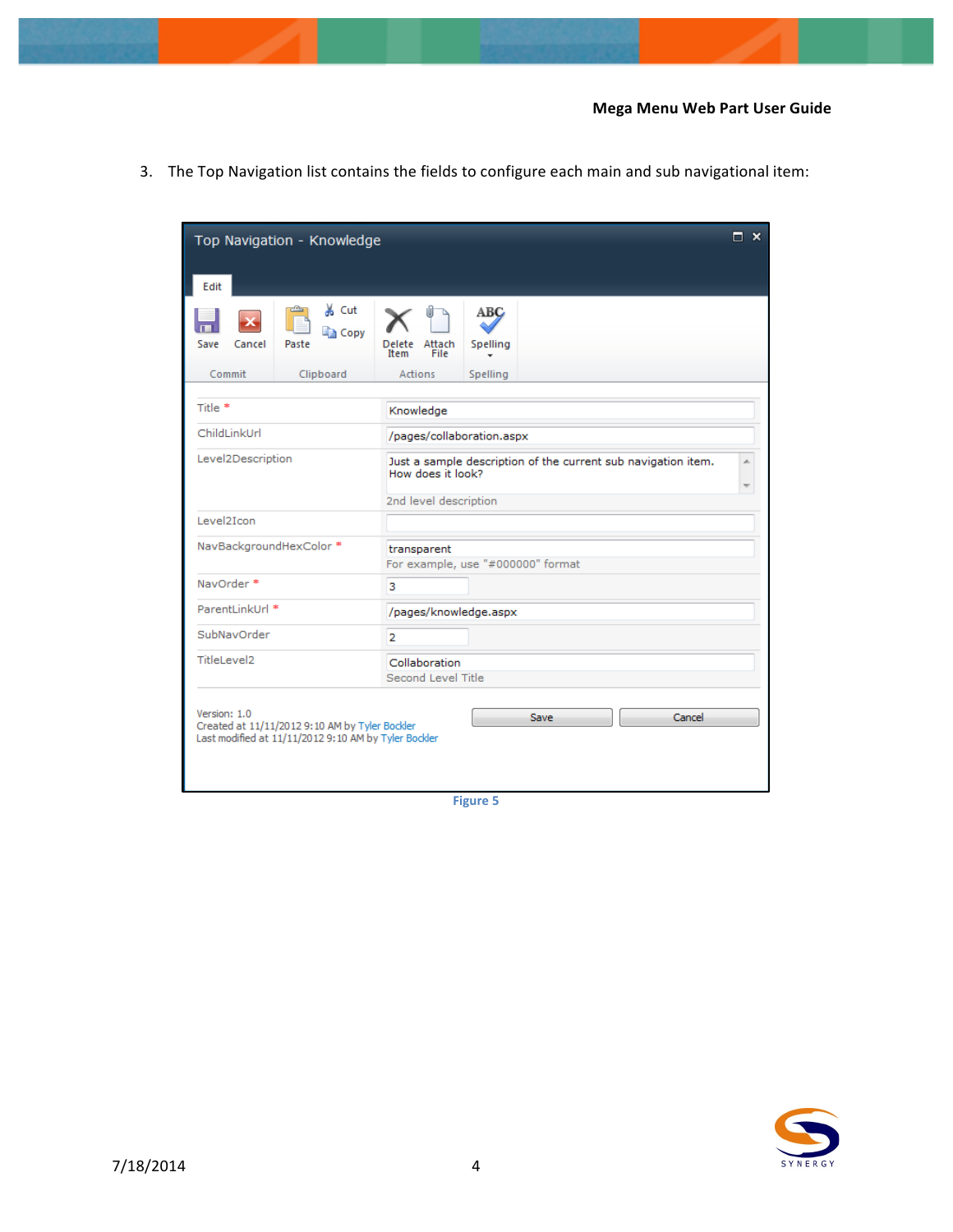3. The Top Navigation list contains the fields to configure each main and sub navigational item:

Top Navigation - Knowledge

Edit

Save | Cancel | Paste | Cut | Copy | Delete Item | Attach File | Spelling

Commit | Clipboard | Actions | Spelling

| Field | Value |
|---|---|
| Title * | Knowledge |
| ChildLinkUrl | /pages/collaboration.aspx |
| Level2Description | Just a sample description of the current sub navigation item. How does it look? <br> 2nd level description |
| Level2Icon | |
| NavBackgroundHexColor * | transparent <br> For example, use "#000000" format |
| NavOrder * | 3 |
| ParentLinkUrl * | /pages/knowledge.aspx |
| SubNavOrder | 2 |
| TitleLevel2 | Collaboration <br> Second Level Title |

Version: 1.0
Created at 11/11/2012 9:10 AM by Tyler Bockler
Last modified at 11/11/2012 9:10 AM by Tyler Bockler

Save | Cancel

Figure 5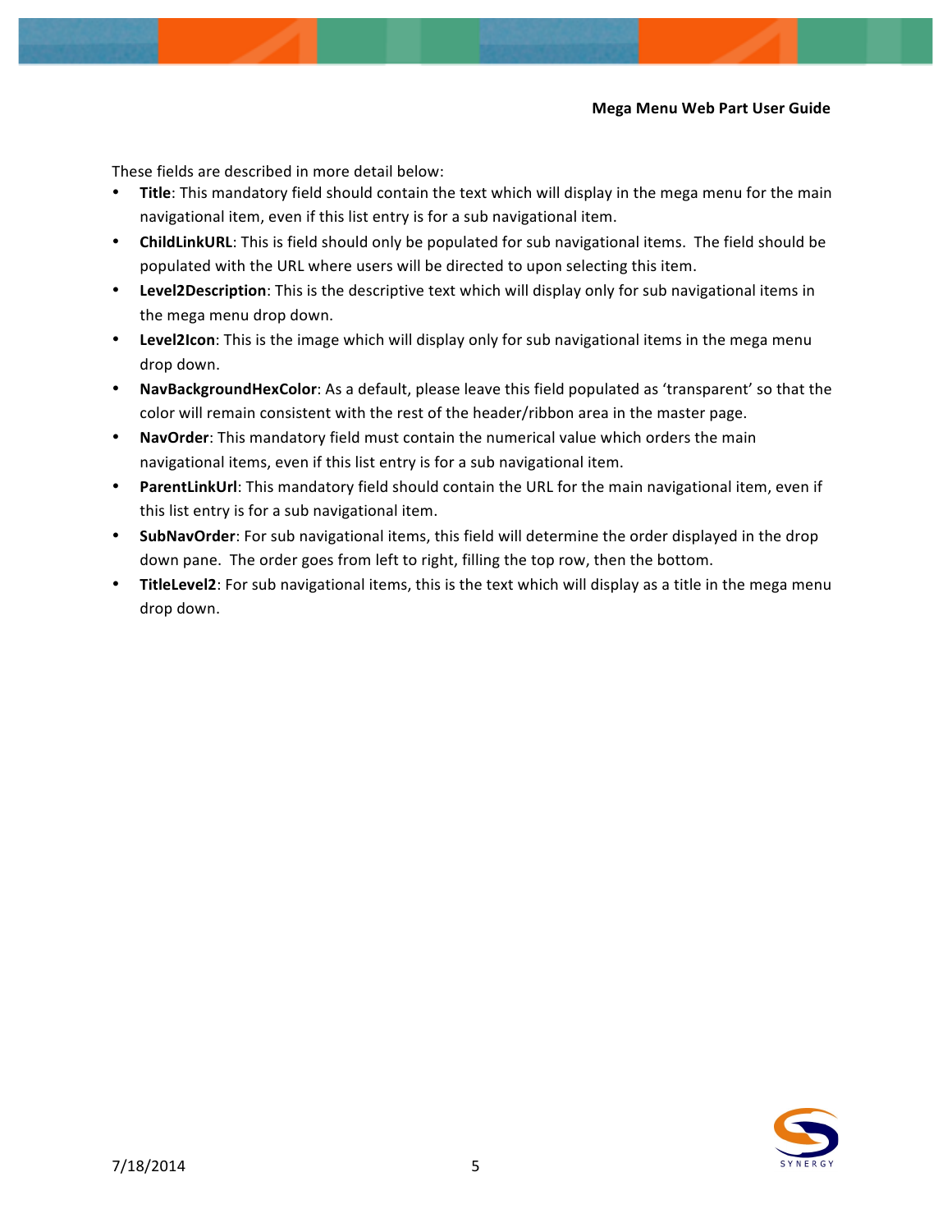These fields are described in more detail below:

- **Title**: This mandatory field should contain the text which will display in the mega menu for the main navigational item, even if this list entry is for a sub navigational item.
- **ChildLinkURL**: This is field should only be populated for sub navigational items. The field should be populated with the URL where users will be directed to upon selecting this item.
- **Level2Description**: This is the descriptive text which will display only for sub navigational items in the mega menu drop down.
- **Level2Icon**: This is the image which will display only for sub navigational items in the mega menu drop down.
- **NavBackgroundHexColor**: As a default, please leave this field populated as 'transparent' so that the color will remain consistent with the rest of the header/ribbon area in the master page.
- **NavOrder**: This mandatory field must contain the numerical value which orders the main navigational items, even if this list entry is for a sub navigational item.
- **ParentLinkUrl**: This mandatory field should contain the URL for the main navigational item, even if this list entry is for a sub navigational item.
- **SubNavOrder**: For sub navigational items, this field will determine the order displayed in the drop down pane. The order goes from left to right, filling the top row, then the bottom.
- **TitleLevel2**: For sub navigational items, this is the text which will display as a title in the mega menu drop down.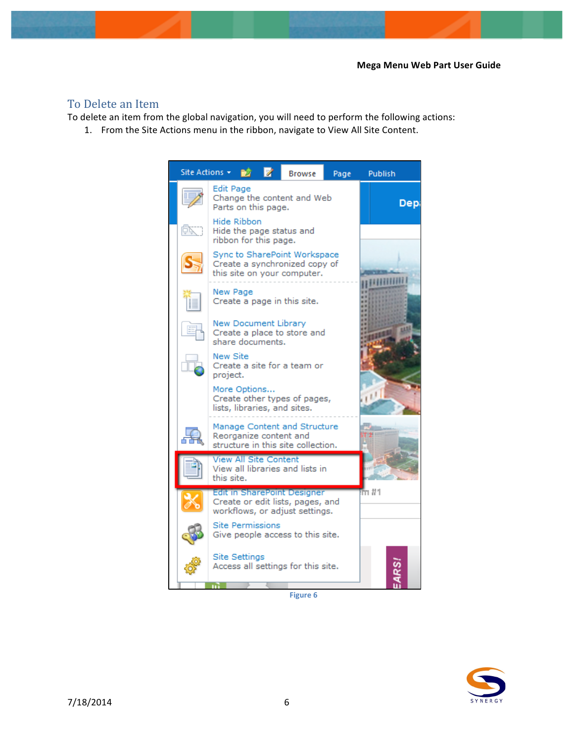## To Delete an Item

To delete an item from the global navigation, you will need to perform the following actions:

1. From the Site Actions menu in the ribbon, navigate to View All Site Content.

Figure 6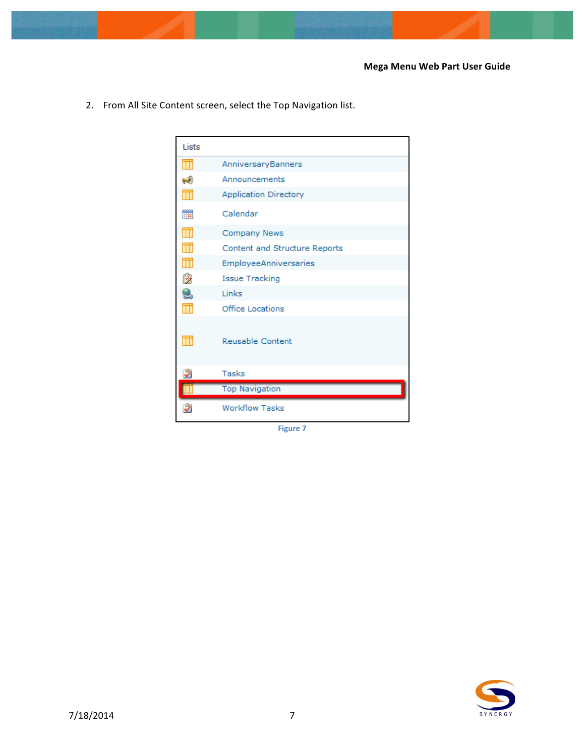2. From All Site Content screen, select the Top Navigation list.

| Lists |
| --- |
| AnniversaryBanners |
| Announcements |
| Application Directory |
| Calendar |
| Company News |
| Content and Structure Reports |
| EmployeeAnniversaries |
| Issue Tracking |
| Links |
| Office Locations |
| Reusable Content |
| Tasks |
| Top Navigation |
| Workflow Tasks |

Figure 7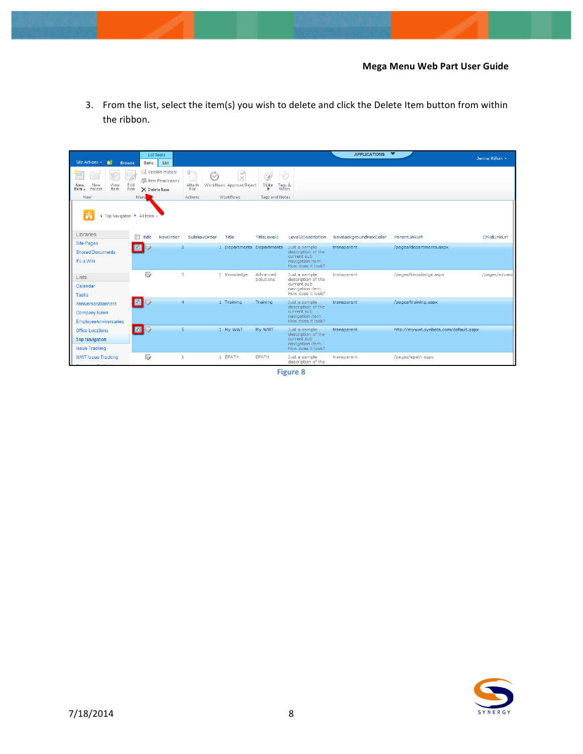3. From the list, select the item(s) you wish to delete and click the Delete Item button from within the ribbon.

Figure 8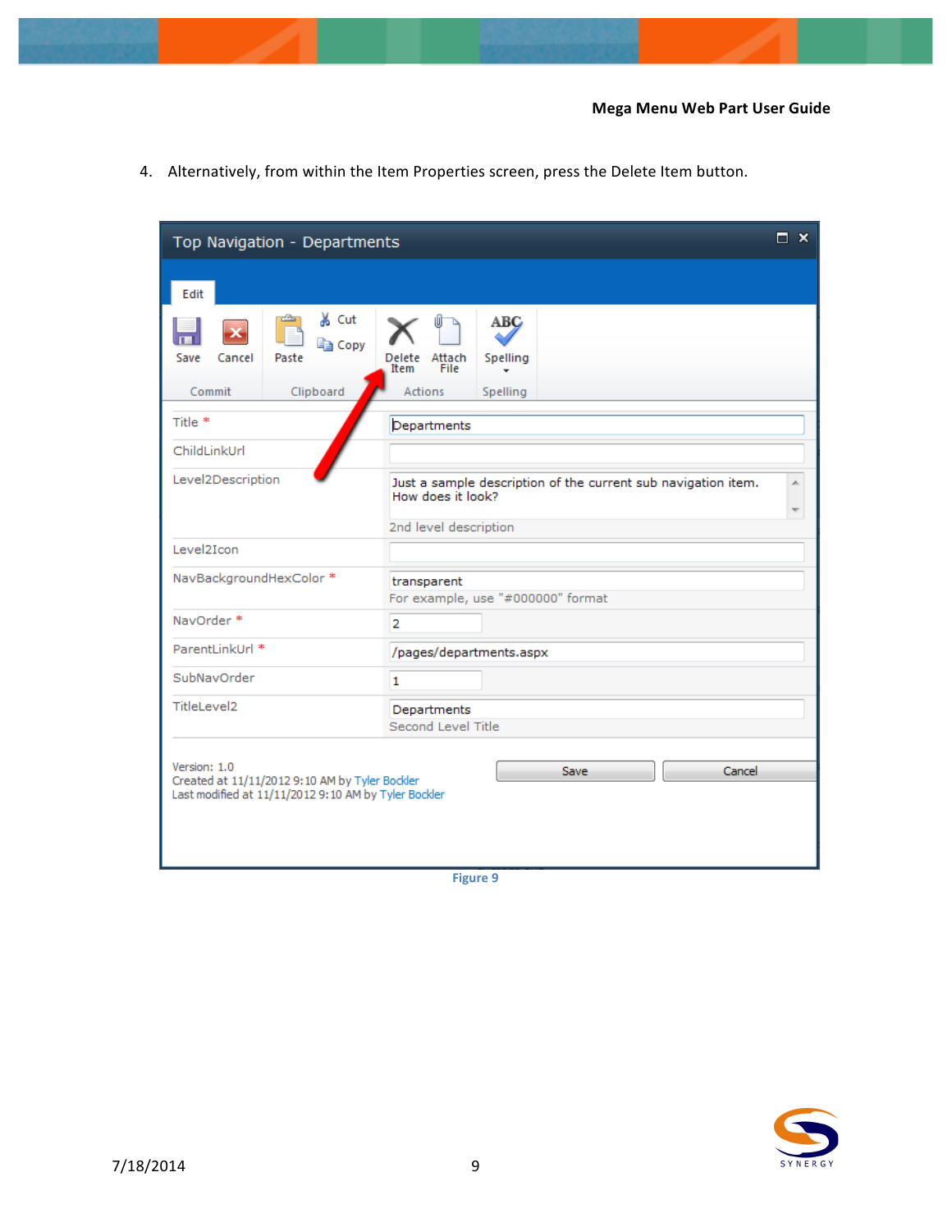4. Alternatively, from within the Item Properties screen, press the Delete Item button.

Figure 9